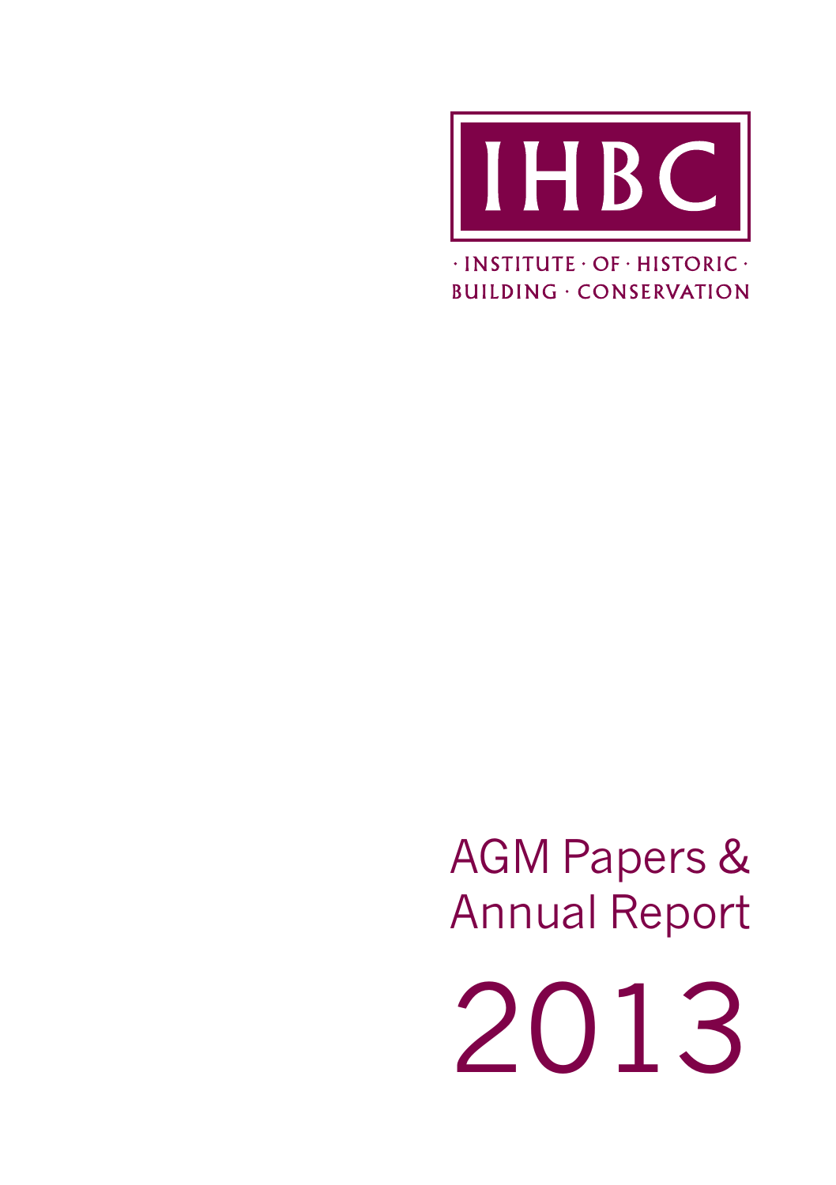IHBC

· INSTITUTE · OF · HISTORIC ·
BUILDING · CONSERVATION

# AGM Papers & Annual Report

# 2013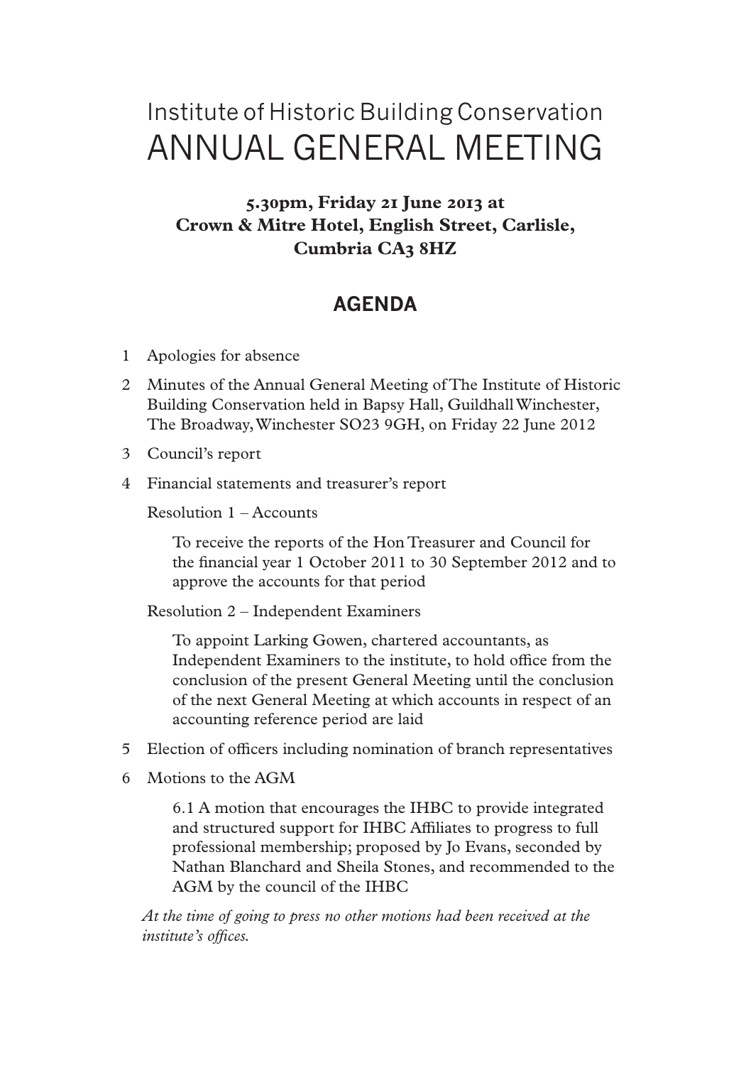# Institute of Historic Building Conservation
# ANNUAL GENERAL MEETING

**5.30pm, Friday 21 June 2013 at Crown & Mitre Hotel, English Street, Carlisle, Cumbria CA3 8HZ**

## AGENDA

1. Apologies for absence
2. Minutes of the Annual General Meeting of The Institute of Historic Building Conservation held in Bapsy Hall, Guildhall Winchester, The Broadway, Winchester SO23 9GH, on Friday 22 June 2012
3. Council's report
4. Financial statements and treasurer's report

   Resolution 1 – Accounts

   To receive the reports of the Hon Treasurer and Council for the financial year 1 October 2011 to 30 September 2012 and to approve the accounts for that period

   Resolution 2 – Independent Examiners

   To appoint Larking Gowen, chartered accountants, as Independent Examiners to the institute, to hold office from the conclusion of the present General Meeting until the conclusion of the next General Meeting at which accounts in respect of an accounting reference period are laid

5. Election of officers including nomination of branch representatives
6. Motions to the AGM

   6.1 A motion that encourages the IHBC to provide integrated and structured support for IHBC Affiliates to progress to full professional membership; proposed by Jo Evans, seconded by Nathan Blanchard and Sheila Stones, and recommended to the AGM by the council of the IHBC

*At the time of going to press no other motions had been received at the institute's offices.*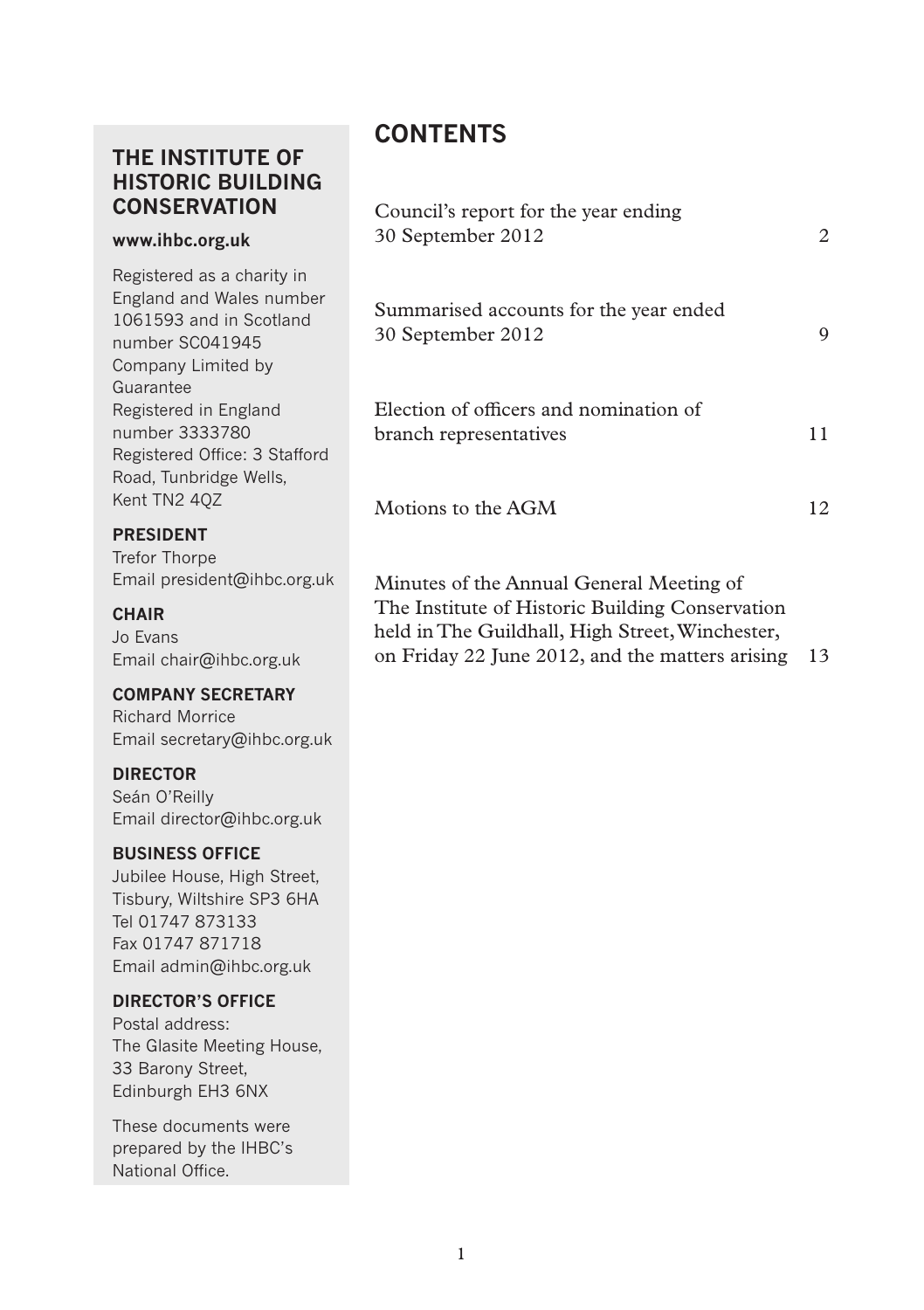## THE INSTITUTE OF HISTORIC BUILDING CONSERVATION

**www.ihbc.org.uk**

Registered as a charity in England and Wales number 1061593 and in Scotland number SC041945
Company Limited by Guarantee
Registered in England number 3333780
Registered Office: 3 Stafford Road, Tunbridge Wells, Kent TN2 4QZ

**PRESIDENT**
Trefor Thorpe
Email president@ihbc.org.uk

**CHAIR**
Jo Evans
Email chair@ihbc.org.uk

**COMPANY SECRETARY**
Richard Morrice
Email secretary@ihbc.org.uk

**DIRECTOR**
Seán O'Reilly
Email director@ihbc.org.uk

**BUSINESS OFFICE**
Jubilee House, High Street, Tisbury, Wiltshire SP3 6HA
Tel 01747 873133
Fax 01747 871718
Email admin@ihbc.org.uk

**DIRECTOR'S OFFICE**
Postal address:
The Glasite Meeting House, 33 Barony Street, Edinburgh EH3 6NX

These documents were prepared by the IHBC's National Office.

# CONTENTS

| | |
|---|---|
| Council's report for the year ending 30 September 2012 | 2 |
| Summarised accounts for the year ended 30 September 2012 | 9 |
| Election of officers and nomination of branch representatives | 11 |
| Motions to the AGM | 12 |
| Minutes of the Annual General Meeting of The Institute of Historic Building Conservation held in The Guildhall, High Street, Winchester, on Friday 22 June 2012, and the matters arising | 13 |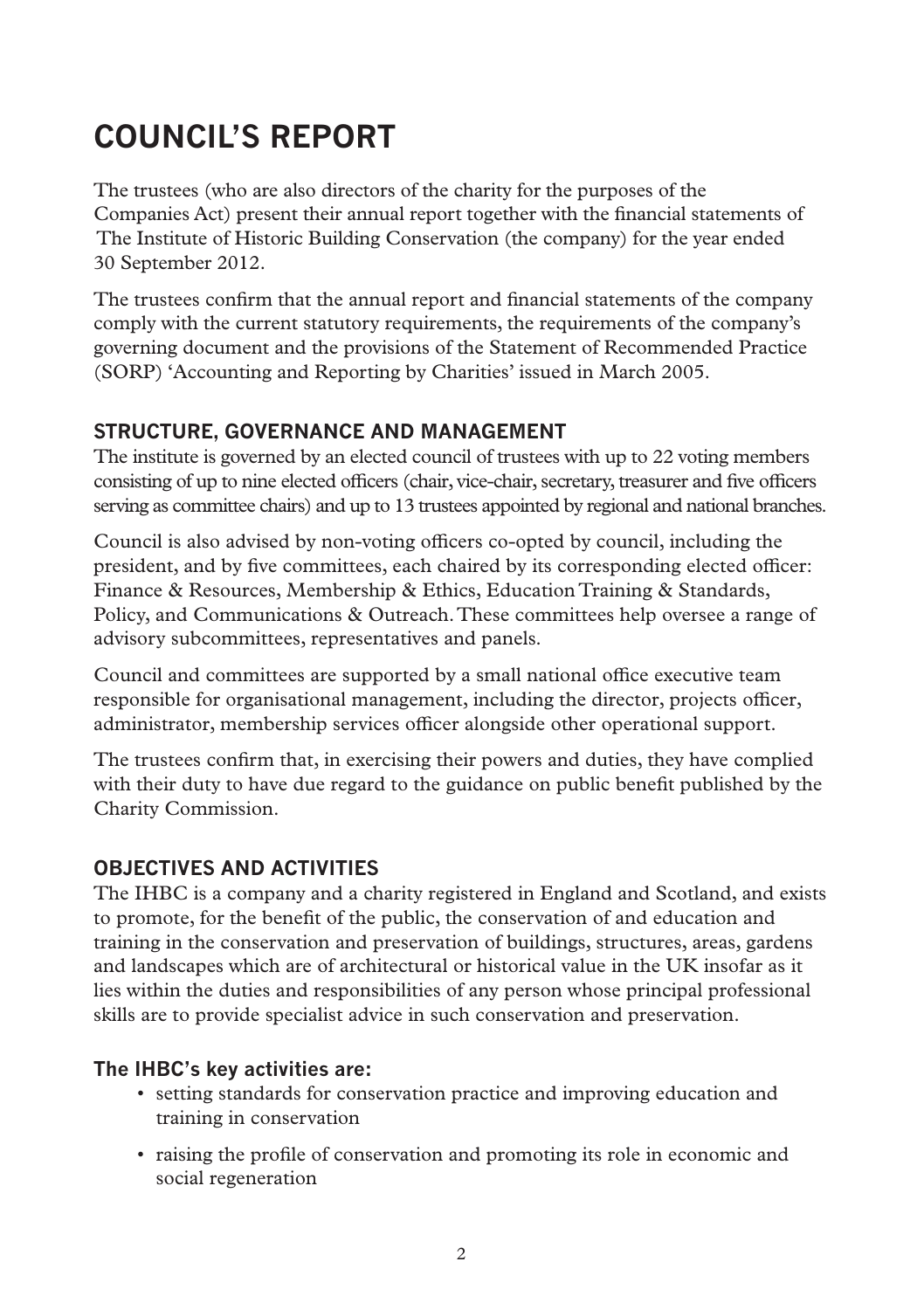# COUNCIL'S REPORT

The trustees (who are also directors of the charity for the purposes of the Companies Act) present their annual report together with the financial statements of The Institute of Historic Building Conservation (the company) for the year ended 30 September 2012.

The trustees confirm that the annual report and financial statements of the company comply with the current statutory requirements, the requirements of the company's governing document and the provisions of the Statement of Recommended Practice (SORP) 'Accounting and Reporting by Charities' issued in March 2005.

## STRUCTURE, GOVERNANCE AND MANAGEMENT

The institute is governed by an elected council of trustees with up to 22 voting members consisting of up to nine elected officers (chair, vice-chair, secretary, treasurer and five officers serving as committee chairs) and up to 13 trustees appointed by regional and national branches.

Council is also advised by non-voting officers co-opted by council, including the president, and by five committees, each chaired by its corresponding elected officer: Finance & Resources, Membership & Ethics, Education Training & Standards, Policy, and Communications & Outreach. These committees help oversee a range of advisory subcommittees, representatives and panels.

Council and committees are supported by a small national office executive team responsible for organisational management, including the director, projects officer, administrator, membership services officer alongside other operational support.

The trustees confirm that, in exercising their powers and duties, they have complied with their duty to have due regard to the guidance on public benefit published by the Charity Commission.

## OBJECTIVES AND ACTIVITIES

The IHBC is a company and a charity registered in England and Scotland, and exists to promote, for the benefit of the public, the conservation of and education and training in the conservation and preservation of buildings, structures, areas, gardens and landscapes which are of architectural or historical value in the UK insofar as it lies within the duties and responsibilities of any person whose principal professional skills are to provide specialist advice in such conservation and preservation.

### The IHBC's key activities are:

- setting standards for conservation practice and improving education and training in conservation
- raising the profile of conservation and promoting its role in economic and social regeneration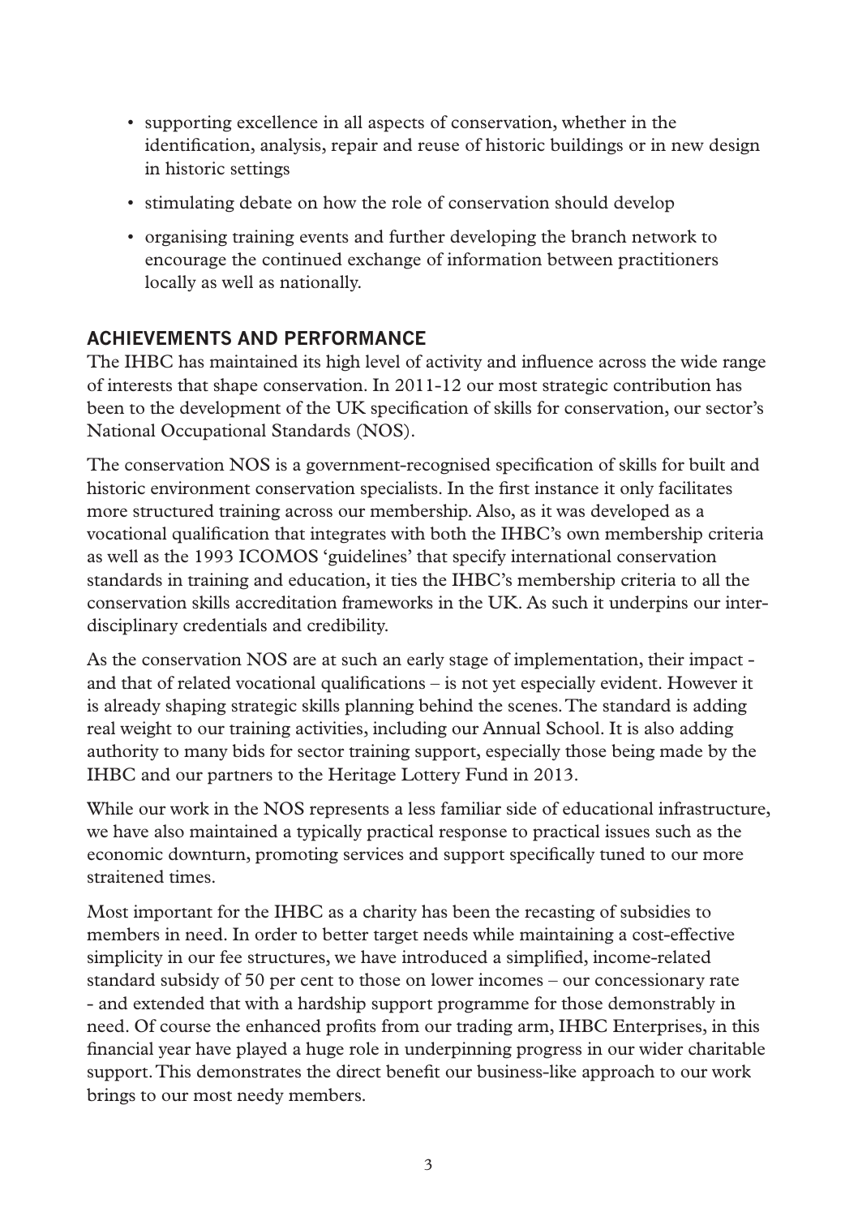- supporting excellence in all aspects of conservation, whether in the identification, analysis, repair and reuse of historic buildings or in new design in historic settings
- stimulating debate on how the role of conservation should develop
- organising training events and further developing the branch network to encourage the continued exchange of information between practitioners locally as well as nationally.

## ACHIEVEMENTS AND PERFORMANCE

The IHBC has maintained its high level of activity and influence across the wide range of interests that shape conservation. In 2011-12 our most strategic contribution has been to the development of the UK specification of skills for conservation, our sector's National Occupational Standards (NOS).

The conservation NOS is a government-recognised specification of skills for built and historic environment conservation specialists. In the first instance it only facilitates more structured training across our membership. Also, as it was developed as a vocational qualification that integrates with both the IHBC's own membership criteria as well as the 1993 ICOMOS 'guidelines' that specify international conservation standards in training and education, it ties the IHBC's membership criteria to all the conservation skills accreditation frameworks in the UK. As such it underpins our inter-disciplinary credentials and credibility.

As the conservation NOS are at such an early stage of implementation, their impact - and that of related vocational qualifications – is not yet especially evident. However it is already shaping strategic skills planning behind the scenes. The standard is adding real weight to our training activities, including our Annual School. It is also adding authority to many bids for sector training support, especially those being made by the IHBC and our partners to the Heritage Lottery Fund in 2013.

While our work in the NOS represents a less familiar side of educational infrastructure, we have also maintained a typically practical response to practical issues such as the economic downturn, promoting services and support specifically tuned to our more straitened times.

Most important for the IHBC as a charity has been the recasting of subsidies to members in need. In order to better target needs while maintaining a cost-effective simplicity in our fee structures, we have introduced a simplified, income-related standard subsidy of 50 per cent to those on lower incomes – our concessionary rate - and extended that with a hardship support programme for those demonstrably in need. Of course the enhanced profits from our trading arm, IHBC Enterprises, in this financial year have played a huge role in underpinning progress in our wider charitable support. This demonstrates the direct benefit our business-like approach to our work brings to our most needy members.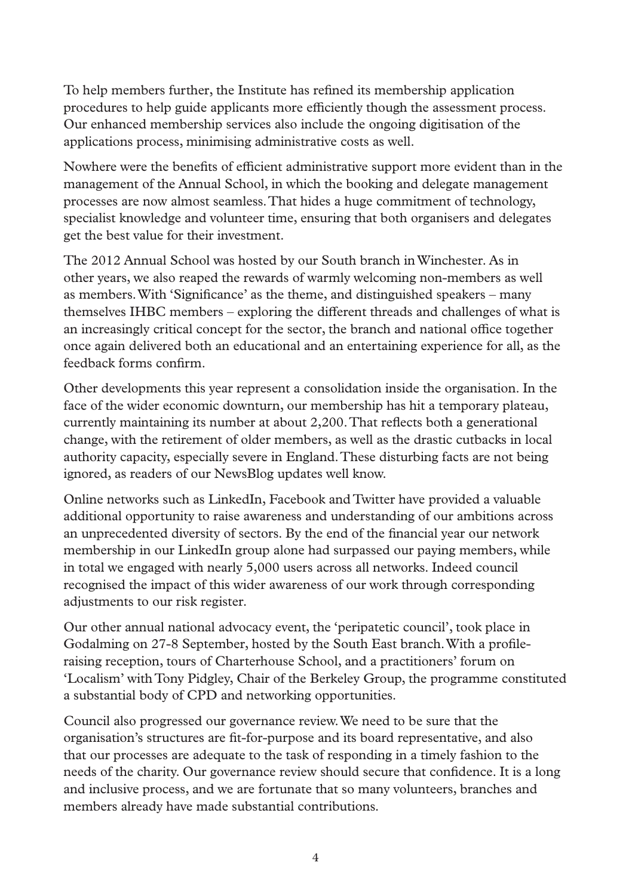To help members further, the Institute has refined its membership application procedures to help guide applicants more efficiently though the assessment process. Our enhanced membership services also include the ongoing digitisation of the applications process, minimising administrative costs as well.

Nowhere were the benefits of efficient administrative support more evident than in the management of the Annual School, in which the booking and delegate management processes are now almost seamless. That hides a huge commitment of technology, specialist knowledge and volunteer time, ensuring that both organisers and delegates get the best value for their investment.

The 2012 Annual School was hosted by our South branch in Winchester. As in other years, we also reaped the rewards of warmly welcoming non-members as well as members. With 'Significance' as the theme, and distinguished speakers – many themselves IHBC members – exploring the different threads and challenges of what is an increasingly critical concept for the sector, the branch and national office together once again delivered both an educational and an entertaining experience for all, as the feedback forms confirm.

Other developments this year represent a consolidation inside the organisation. In the face of the wider economic downturn, our membership has hit a temporary plateau, currently maintaining its number at about 2,200. That reflects both a generational change, with the retirement of older members, as well as the drastic cutbacks in local authority capacity, especially severe in England. These disturbing facts are not being ignored, as readers of our NewsBlog updates well know.

Online networks such as LinkedIn, Facebook and Twitter have provided a valuable additional opportunity to raise awareness and understanding of our ambitions across an unprecedented diversity of sectors. By the end of the financial year our network membership in our LinkedIn group alone had surpassed our paying members, while in total we engaged with nearly 5,000 users across all networks. Indeed council recognised the impact of this wider awareness of our work through corresponding adjustments to our risk register.

Our other annual national advocacy event, the 'peripatetic council', took place in Godalming on 27-8 September, hosted by the South East branch. With a profile-raising reception, tours of Charterhouse School, and a practitioners' forum on 'Localism' with Tony Pidgley, Chair of the Berkeley Group, the programme constituted a substantial body of CPD and networking opportunities.

Council also progressed our governance review. We need to be sure that the organisation's structures are fit-for-purpose and its board representative, and also that our processes are adequate to the task of responding in a timely fashion to the needs of the charity. Our governance review should secure that confidence. It is a long and inclusive process, and we are fortunate that so many volunteers, branches and members already have made substantial contributions.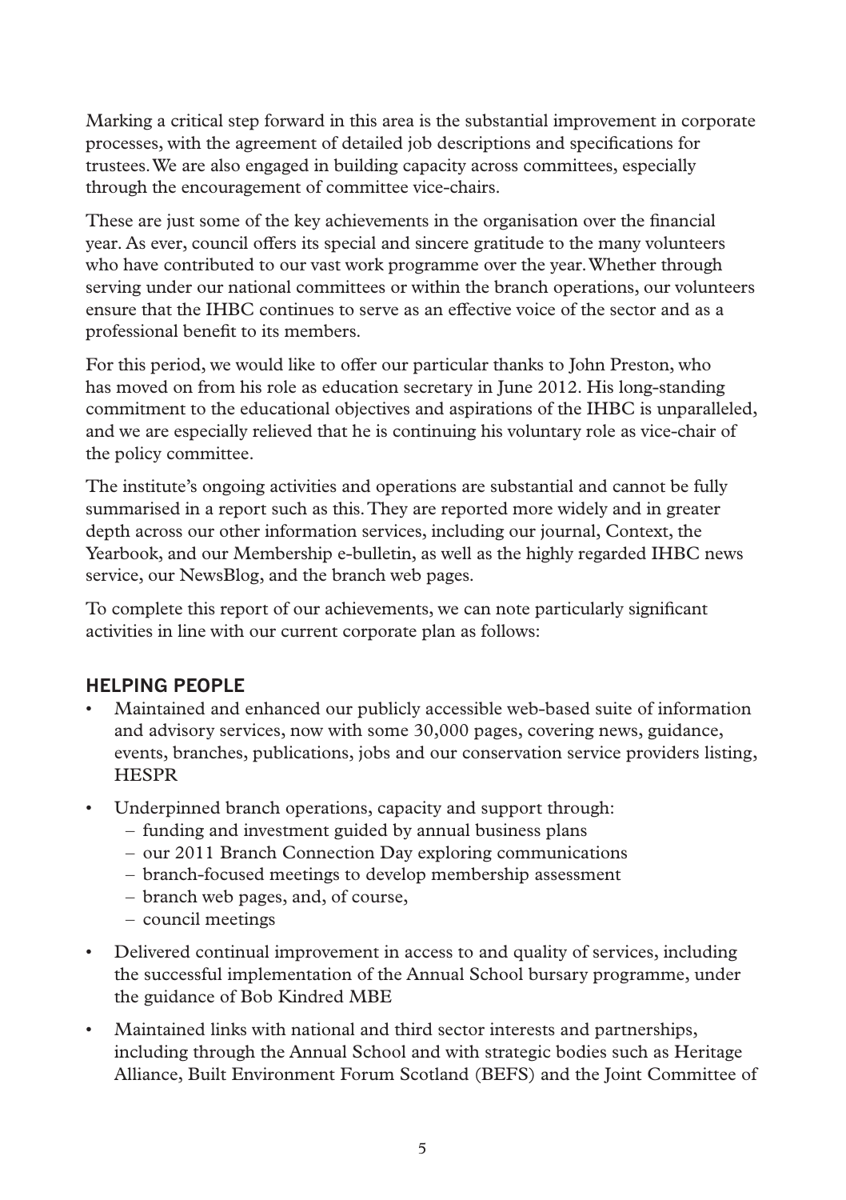Marking a critical step forward in this area is the substantial improvement in corporate processes, with the agreement of detailed job descriptions and specifications for trustees. We are also engaged in building capacity across committees, especially through the encouragement of committee vice-chairs.

These are just some of the key achievements in the organisation over the financial year. As ever, council offers its special and sincere gratitude to the many volunteers who have contributed to our vast work programme over the year. Whether through serving under our national committees or within the branch operations, our volunteers ensure that the IHBC continues to serve as an effective voice of the sector and as a professional benefit to its members.

For this period, we would like to offer our particular thanks to John Preston, who has moved on from his role as education secretary in June 2012. His long-standing commitment to the educational objectives and aspirations of the IHBC is unparalleled, and we are especially relieved that he is continuing his voluntary role as vice-chair of the policy committee.

The institute's ongoing activities and operations are substantial and cannot be fully summarised in a report such as this. They are reported more widely and in greater depth across our other information services, including our journal, Context, the Yearbook, and our Membership e-bulletin, as well as the highly regarded IHBC news service, our NewsBlog, and the branch web pages.

To complete this report of our achievements, we can note particularly significant activities in line with our current corporate plan as follows:

## HELPING PEOPLE

- Maintained and enhanced our publicly accessible web-based suite of information and advisory services, now with some 30,000 pages, covering news, guidance, events, branches, publications, jobs and our conservation service providers listing, HESPR
- Underpinned branch operations, capacity and support through:
  - funding and investment guided by annual business plans
  - our 2011 Branch Connection Day exploring communications
  - branch-focused meetings to develop membership assessment
  - branch web pages, and, of course,
  - council meetings
- Delivered continual improvement in access to and quality of services, including the successful implementation of the Annual School bursary programme, under the guidance of Bob Kindred MBE
- Maintained links with national and third sector interests and partnerships, including through the Annual School and with strategic bodies such as Heritage Alliance, Built Environment Forum Scotland (BEFS) and the Joint Committee of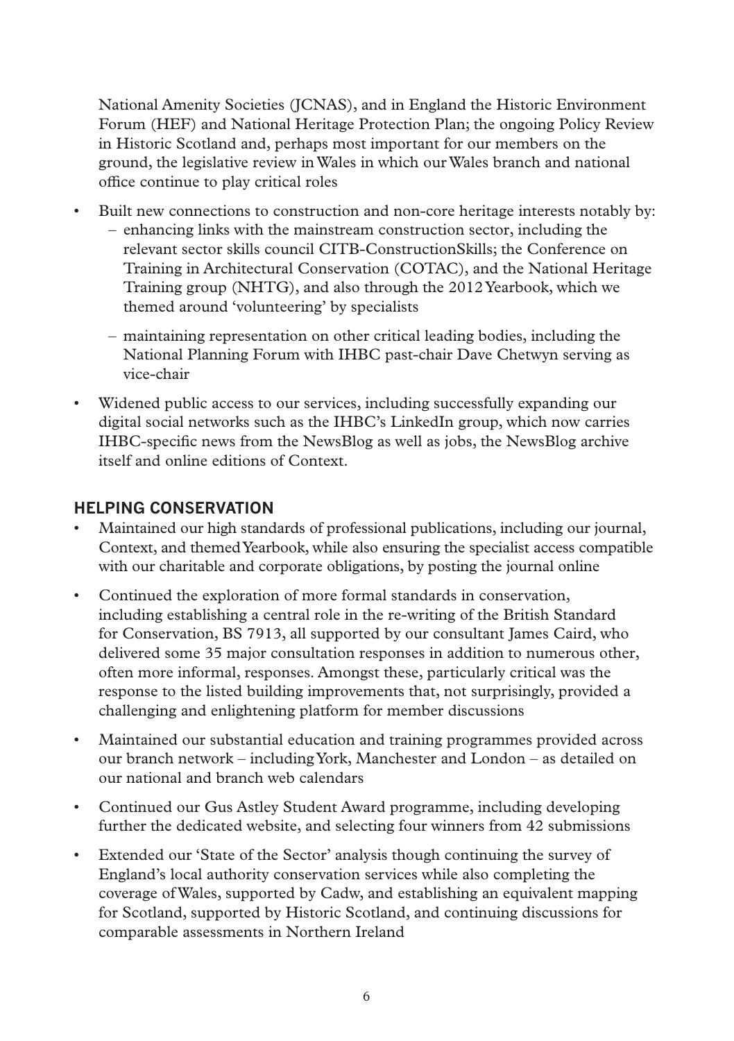National Amenity Societies (JCNAS), and in England the Historic Environment Forum (HEF) and National Heritage Protection Plan; the ongoing Policy Review in Historic Scotland and, perhaps most important for our members on the ground, the legislative review in Wales in which our Wales branch and national office continue to play critical roles

- Built new connections to construction and non-core heritage interests notably by:
  - enhancing links with the mainstream construction sector, including the relevant sector skills council CITB-ConstructionSkills; the Conference on Training in Architectural Conservation (COTAC), and the National Heritage Training group (NHTG), and also through the 2012 Yearbook, which we themed around 'volunteering' by specialists
  - maintaining representation on other critical leading bodies, including the National Planning Forum with IHBC past-chair Dave Chetwyn serving as vice-chair
- Widened public access to our services, including successfully expanding our digital social networks such as the IHBC's LinkedIn group, which now carries IHBC-specific news from the NewsBlog as well as jobs, the NewsBlog archive itself and online editions of Context.

## HELPING CONSERVATION

- Maintained our high standards of professional publications, including our journal, Context, and themed Yearbook, while also ensuring the specialist access compatible with our charitable and corporate obligations, by posting the journal online
- Continued the exploration of more formal standards in conservation, including establishing a central role in the re-writing of the British Standard for Conservation, BS 7913, all supported by our consultant James Caird, who delivered some 35 major consultation responses in addition to numerous other, often more informal, responses. Amongst these, particularly critical was the response to the listed building improvements that, not surprisingly, provided a challenging and enlightening platform for member discussions
- Maintained our substantial education and training programmes provided across our branch network – including York, Manchester and London – as detailed on our national and branch web calendars
- Continued our Gus Astley Student Award programme, including developing further the dedicated website, and selecting four winners from 42 submissions
- Extended our 'State of the Sector' analysis though continuing the survey of England's local authority conservation services while also completing the coverage of Wales, supported by Cadw, and establishing an equivalent mapping for Scotland, supported by Historic Scotland, and continuing discussions for comparable assessments in Northern Ireland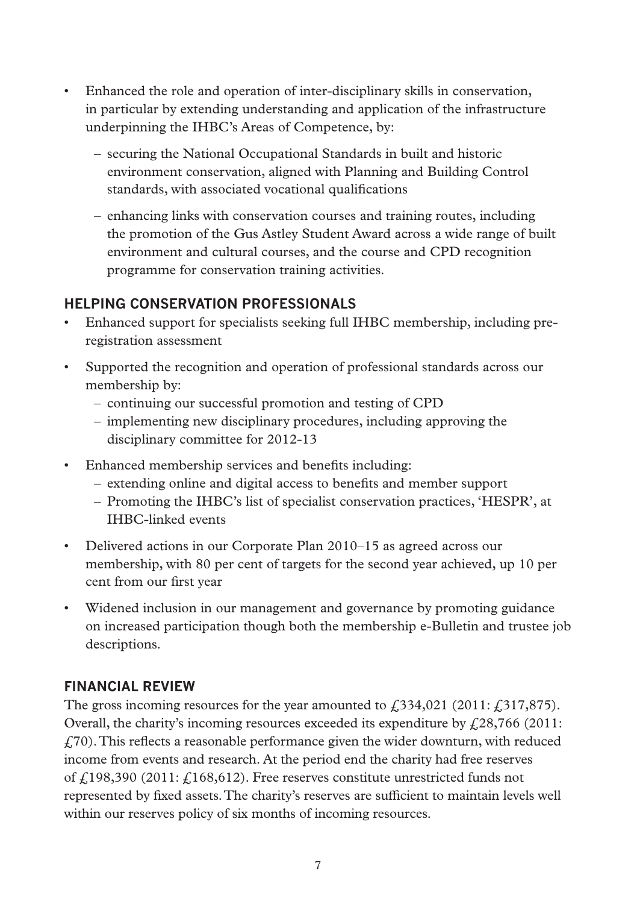- Enhanced the role and operation of inter-disciplinary skills in conservation, in particular by extending understanding and application of the infrastructure underpinning the IHBC's Areas of Competence, by:
  - securing the National Occupational Standards in built and historic environment conservation, aligned with Planning and Building Control standards, with associated vocational qualifications
  - enhancing links with conservation courses and training routes, including the promotion of the Gus Astley Student Award across a wide range of built environment and cultural courses, and the course and CPD recognition programme for conservation training activities.

## HELPING CONSERVATION PROFESSIONALS

- Enhanced support for specialists seeking full IHBC membership, including pre-registration assessment
- Supported the recognition and operation of professional standards across our membership by:
  - continuing our successful promotion and testing of CPD
  - implementing new disciplinary procedures, including approving the disciplinary committee for 2012-13
- Enhanced membership services and benefits including:
  - extending online and digital access to benefits and member support
  - Promoting the IHBC's list of specialist conservation practices, 'HESPR', at IHBC-linked events
- Delivered actions in our Corporate Plan 2010–15 as agreed across our membership, with 80 per cent of targets for the second year achieved, up 10 per cent from our first year
- Widened inclusion in our management and governance by promoting guidance on increased participation though both the membership e-Bulletin and trustee job descriptions.

## FINANCIAL REVIEW

The gross incoming resources for the year amounted to £334,021 (2011: £317,875). Overall, the charity's incoming resources exceeded its expenditure by £28,766 (2011: £70). This reflects a reasonable performance given the wider downturn, with reduced income from events and research. At the period end the charity had free reserves of £198,390 (2011: £168,612). Free reserves constitute unrestricted funds not represented by fixed assets. The charity's reserves are sufficient to maintain levels well within our reserves policy of six months of incoming resources.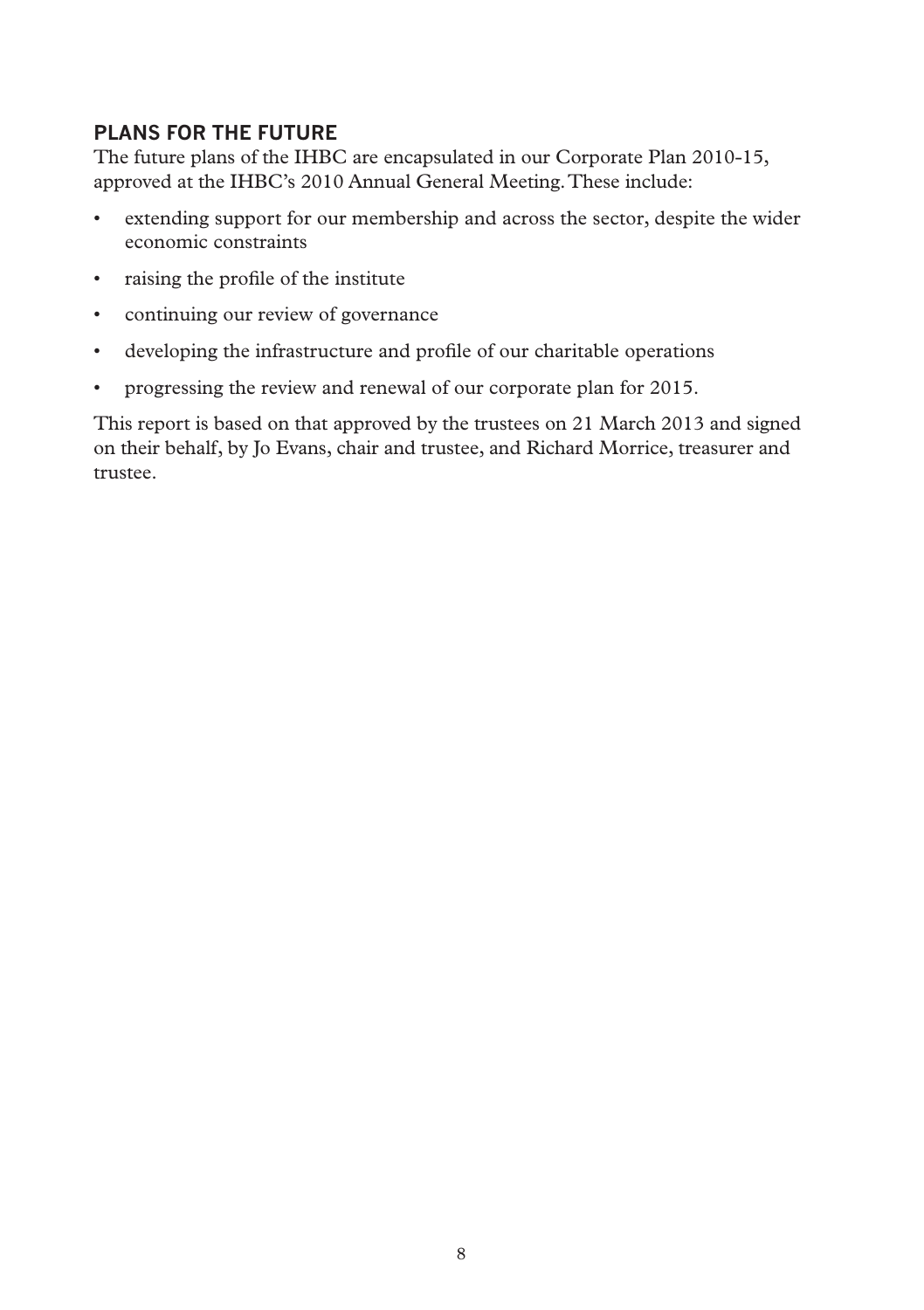## PLANS FOR THE FUTURE

The future plans of the IHBC are encapsulated in our Corporate Plan 2010-15, approved at the IHBC's 2010 Annual General Meeting. These include:

- extending support for our membership and across the sector, despite the wider economic constraints
- raising the profile of the institute
- continuing our review of governance
- developing the infrastructure and profile of our charitable operations
- progressing the review and renewal of our corporate plan for 2015.

This report is based on that approved by the trustees on 21 March 2013 and signed on their behalf, by Jo Evans, chair and trustee, and Richard Morrice, treasurer and trustee.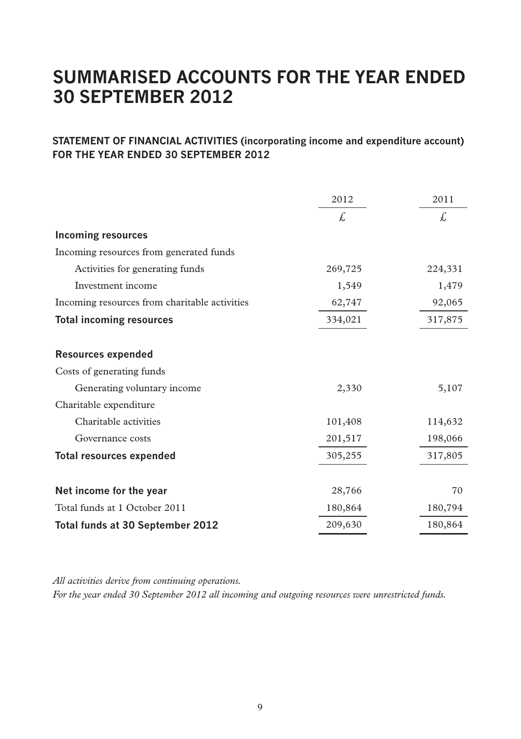# SUMMARISED ACCOUNTS FOR THE YEAR ENDED 30 SEPTEMBER 2012

## STATEMENT OF FINANCIAL ACTIVITIES (incorporating income and expenditure account) FOR THE YEAR ENDED 30 SEPTEMBER 2012

| | 2012 | 2011 |
|---|---|---|
| | £ | £ |
| **Incoming resources** | | |
| Incoming resources from generated funds | | |
| Activities for generating funds | 269,725 | 224,331 |
| Investment income | 1,549 | 1,479 |
| Incoming resources from charitable activities | 62,747 | 92,065 |
| **Total incoming resources** | 334,021 | 317,875 |
| **Resources expended** | | |
| Costs of generating funds | | |
| Generating voluntary income | 2,330 | 5,107 |
| Charitable expenditure | | |
| Charitable activities | 101,408 | 114,632 |
| Governance costs | 201,517 | 198,066 |
| **Total resources expended** | 305,255 | 317,805 |
| **Net income for the year** | 28,766 | 70 |
| Total funds at 1 October 2011 | 180,864 | 180,794 |
| **Total funds at 30 September 2012** | 209,630 | 180,864 |

*All activities derive from continuing operations.*

*For the year ended 30 September 2012 all incoming and outgoing resources were unrestricted funds.*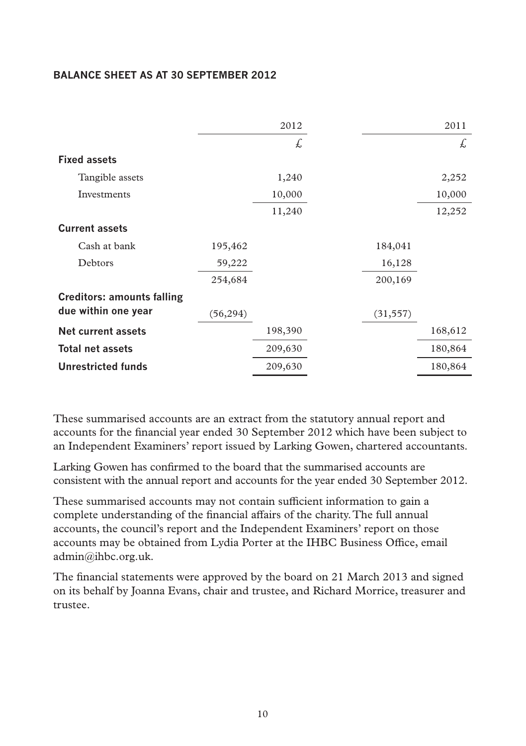## BALANCE SHEET AS AT 30 SEPTEMBER 2012

| | 2012 | 2012 | 2011 | 2011 |
|---|---|---|---|---|
| | | £ | | £ |
| **Fixed assets** | | | | |
| Tangible assets | | 1,240 | | 2,252 |
| Investments | | 10,000 | | 10,000 |
| | | 11,240 | | 12,252 |
| **Current assets** | | | | |
| Cash at bank | 195,462 | | 184,041 | |
| Debtors | 59,222 | | 16,128 | |
| | 254,684 | | 200,169 | |
| **Creditors: amounts falling due within one year** | (56,294) | | (31,557) | |
| **Net current assets** | | 198,390 | | 168,612 |
| **Total net assets** | | 209,630 | | 180,864 |
| **Unrestricted funds** | | 209,630 | | 180,864 |

These summarised accounts are an extract from the statutory annual report and accounts for the financial year ended 30 September 2012 which have been subject to an Independent Examiners' report issued by Larking Gowen, chartered accountants.

Larking Gowen has confirmed to the board that the summarised accounts are consistent with the annual report and accounts for the year ended 30 September 2012.

These summarised accounts may not contain sufficient information to gain a complete understanding of the financial affairs of the charity. The full annual accounts, the council's report and the Independent Examiners' report on those accounts may be obtained from Lydia Porter at the IHBC Business Office, email admin@ihbc.org.uk.

The financial statements were approved by the board on 21 March 2013 and signed on its behalf by Joanna Evans, chair and trustee, and Richard Morrice, treasurer and trustee.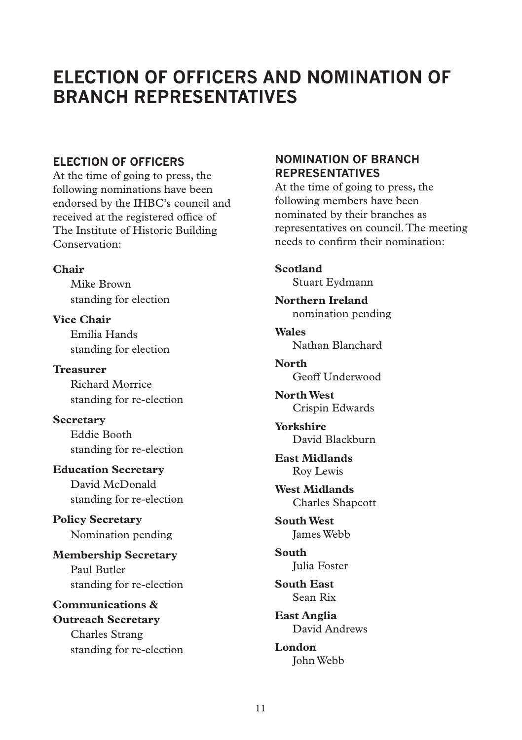# ELECTION OF OFFICERS AND NOMINATION OF BRANCH REPRESENTATIVES

## ELECTION OF OFFICERS

At the time of going to press, the following nominations have been endorsed by the IHBC's council and received at the registered office of The Institute of Historic Building Conservation:

**Chair**
Mike Brown
standing for election

**Vice Chair**
Emilia Hands
standing for election

**Treasurer**
Richard Morrice
standing for re-election

**Secretary**
Eddie Booth
standing for re-election

**Education Secretary**
David McDonald
standing for re-election

**Policy Secretary**
Nomination pending

**Membership Secretary**
Paul Butler
standing for re-election

**Communications & Outreach Secretary**
Charles Strang
standing for re-election

## NOMINATION OF BRANCH REPRESENTATIVES

At the time of going to press, the following members have been nominated by their branches as representatives on council. The meeting needs to confirm their nomination:

**Scotland**
Stuart Eydmann

**Northern Ireland**
nomination pending

**Wales**
Nathan Blanchard

**North**
Geoff Underwood

**North West**
Crispin Edwards

**Yorkshire**
David Blackburn

**East Midlands**
Roy Lewis

**West Midlands**
Charles Shapcott

**South West**
James Webb

**South**
Julia Foster

**South East**
Sean Rix

**East Anglia**
David Andrews

**London**
John Webb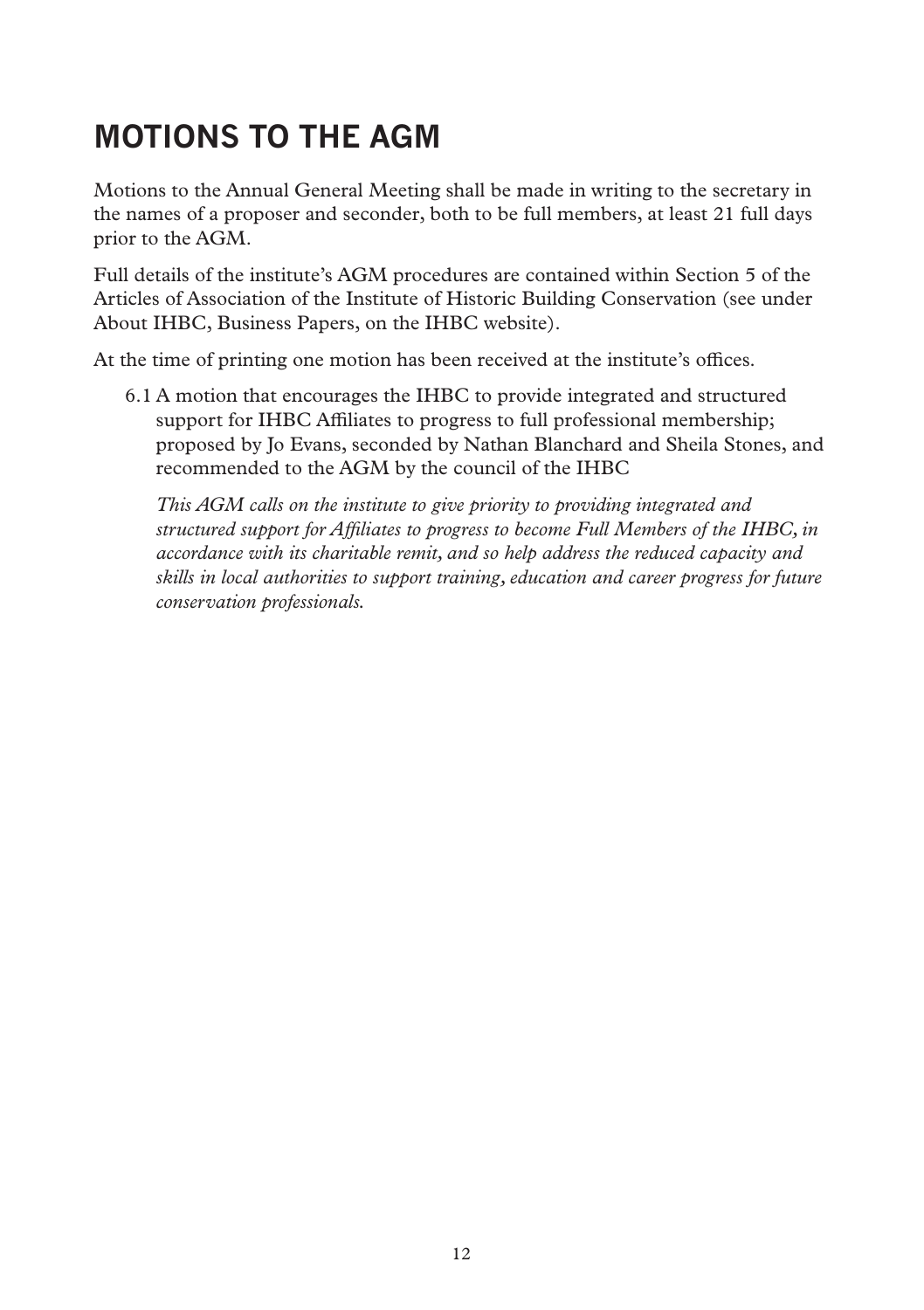# MOTIONS TO THE AGM

Motions to the Annual General Meeting shall be made in writing to the secretary in the names of a proposer and seconder, both to be full members, at least 21 full days prior to the AGM.

Full details of the institute's AGM procedures are contained within Section 5 of the Articles of Association of the Institute of Historic Building Conservation (see under About IHBC, Business Papers, on the IHBC website).

At the time of printing one motion has been received at the institute's offices.

6.1 A motion that encourages the IHBC to provide integrated and structured support for IHBC Affiliates to progress to full professional membership; proposed by Jo Evans, seconded by Nathan Blanchard and Sheila Stones, and recommended to the AGM by the council of the IHBC

*This AGM calls on the institute to give priority to providing integrated and structured support for Affiliates to progress to become Full Members of the IHBC, in accordance with its charitable remit, and so help address the reduced capacity and skills in local authorities to support training, education and career progress for future conservation professionals.*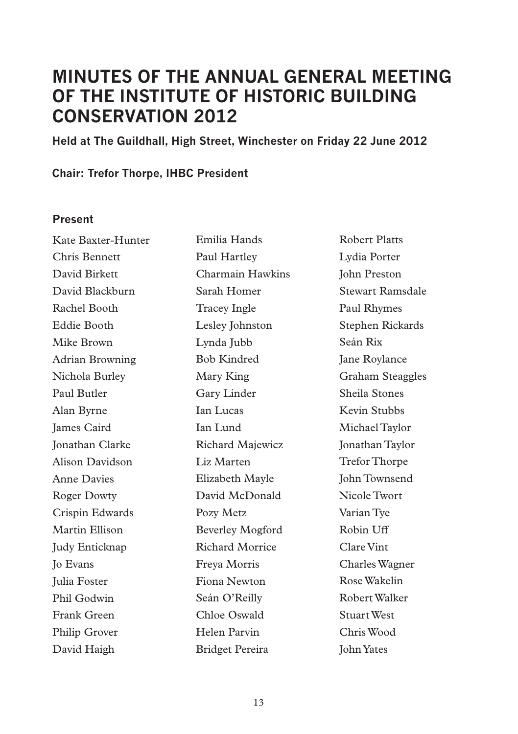# MINUTES OF THE ANNUAL GENERAL MEETING OF THE INSTITUTE OF HISTORIC BUILDING CONSERVATION 2012

**Held at The Guildhall, High Street, Winchester on Friday 22 June 2012**

**Chair: Trefor Thorpe, IHBC President**

### Present

Kate Baxter-Hunter
Chris Bennett
David Birkett
David Blackburn
Rachel Booth
Eddie Booth
Mike Brown
Adrian Browning
Nichola Burley
Paul Butler
Alan Byrne
James Caird
Jonathan Clarke
Alison Davidson
Anne Davies
Roger Dowty
Crispin Edwards
Martin Ellison
Judy Enticknap
Jo Evans
Julia Foster
Phil Godwin
Frank Green
Philip Grover
David Haigh
Emilia Hands
Paul Hartley
Charmain Hawkins
Sarah Homer
Tracey Ingle
Lesley Johnston
Lynda Jubb
Bob Kindred
Mary King
Gary Linder
Ian Lucas
Ian Lund
Richard Majewicz
Liz Marten
Elizabeth Mayle
David McDonald
Pozy Metz
Beverley Mogford
Richard Morrice
Freya Morris
Fiona Newton
Seán O'Reilly
Chloe Oswald
Helen Parvin
Bridget Pereira
Robert Platts
Lydia Porter
John Preston
Stewart Ramsdale
Paul Rhymes
Stephen Rickards
Seán Rix
Jane Roylance
Graham Steaggles
Sheila Stones
Kevin Stubbs
Michael Taylor
Jonathan Taylor
Trefor Thorpe
John Townsend
Nicole Twort
Varian Tye
Robin Uff
Clare Vint
Charles Wagner
Rose Wakelin
Robert Walker
Stuart West
Chris Wood
John Yates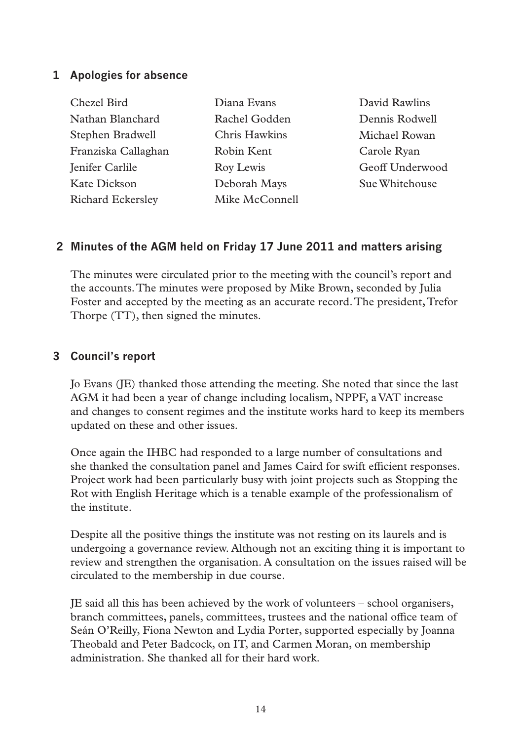## 1 Apologies for absence

Chezel Bird
Nathan Blanchard
Stephen Bradwell
Franziska Callaghan
Jenifer Carlile
Kate Dickson
Richard Eckersley
Diana Evans
Rachel Godden
Chris Hawkins
Robin Kent
Roy Lewis
Deborah Mays
Mike McConnell
David Rawlins
Dennis Rodwell
Michael Rowan
Carole Ryan
Geoff Underwood
Sue Whitehouse

## 2 Minutes of the AGM held on Friday 17 June 2011 and matters arising

The minutes were circulated prior to the meeting with the council's report and the accounts. The minutes were proposed by Mike Brown, seconded by Julia Foster and accepted by the meeting as an accurate record. The president, Trefor Thorpe (TT), then signed the minutes.

## 3 Council's report

Jo Evans (JE) thanked those attending the meeting. She noted that since the last AGM it had been a year of change including localism, NPPF, a VAT increase and changes to consent regimes and the institute works hard to keep its members updated on these and other issues.

Once again the IHBC had responded to a large number of consultations and she thanked the consultation panel and James Caird for swift efficient responses. Project work had been particularly busy with joint projects such as Stopping the Rot with English Heritage which is a tenable example of the professionalism of the institute.

Despite all the positive things the institute was not resting on its laurels and is undergoing a governance review. Although not an exciting thing it is important to review and strengthen the organisation. A consultation on the issues raised will be circulated to the membership in due course.

JE said all this has been achieved by the work of volunteers – school organisers, branch committees, panels, committees, trustees and the national office team of Seán O'Reilly, Fiona Newton and Lydia Porter, supported especially by Joanna Theobald and Peter Badcock, on IT, and Carmen Moran, on membership administration. She thanked all for their hard work.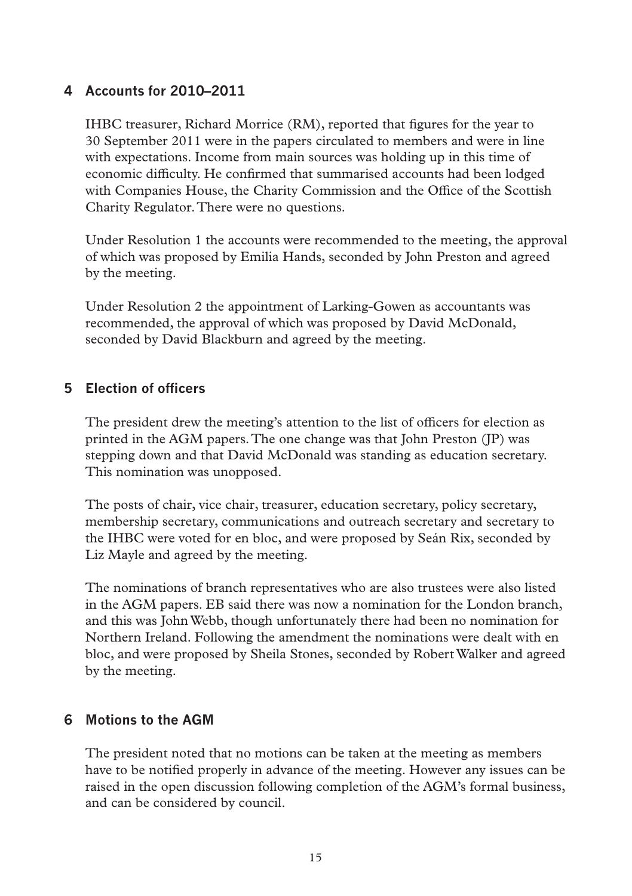## 4 Accounts for 2010–2011

IHBC treasurer, Richard Morrice (RM), reported that figures for the year to 30 September 2011 were in the papers circulated to members and were in line with expectations. Income from main sources was holding up in this time of economic difficulty. He confirmed that summarised accounts had been lodged with Companies House, the Charity Commission and the Office of the Scottish Charity Regulator. There were no questions.

Under Resolution 1 the accounts were recommended to the meeting, the approval of which was proposed by Emilia Hands, seconded by John Preston and agreed by the meeting.

Under Resolution 2 the appointment of Larking-Gowen as accountants was recommended, the approval of which was proposed by David McDonald, seconded by David Blackburn and agreed by the meeting.

## 5 Election of officers

The president drew the meeting's attention to the list of officers for election as printed in the AGM papers. The one change was that John Preston (JP) was stepping down and that David McDonald was standing as education secretary. This nomination was unopposed.

The posts of chair, vice chair, treasurer, education secretary, policy secretary, membership secretary, communications and outreach secretary and secretary to the IHBC were voted for en bloc, and were proposed by Seán Rix, seconded by Liz Mayle and agreed by the meeting.

The nominations of branch representatives who are also trustees were also listed in the AGM papers. EB said there was now a nomination for the London branch, and this was John Webb, though unfortunately there had been no nomination for Northern Ireland. Following the amendment the nominations were dealt with en bloc, and were proposed by Sheila Stones, seconded by Robert Walker and agreed by the meeting.

## 6 Motions to the AGM

The president noted that no motions can be taken at the meeting as members have to be notified properly in advance of the meeting. However any issues can be raised in the open discussion following completion of the AGM's formal business, and can be considered by council.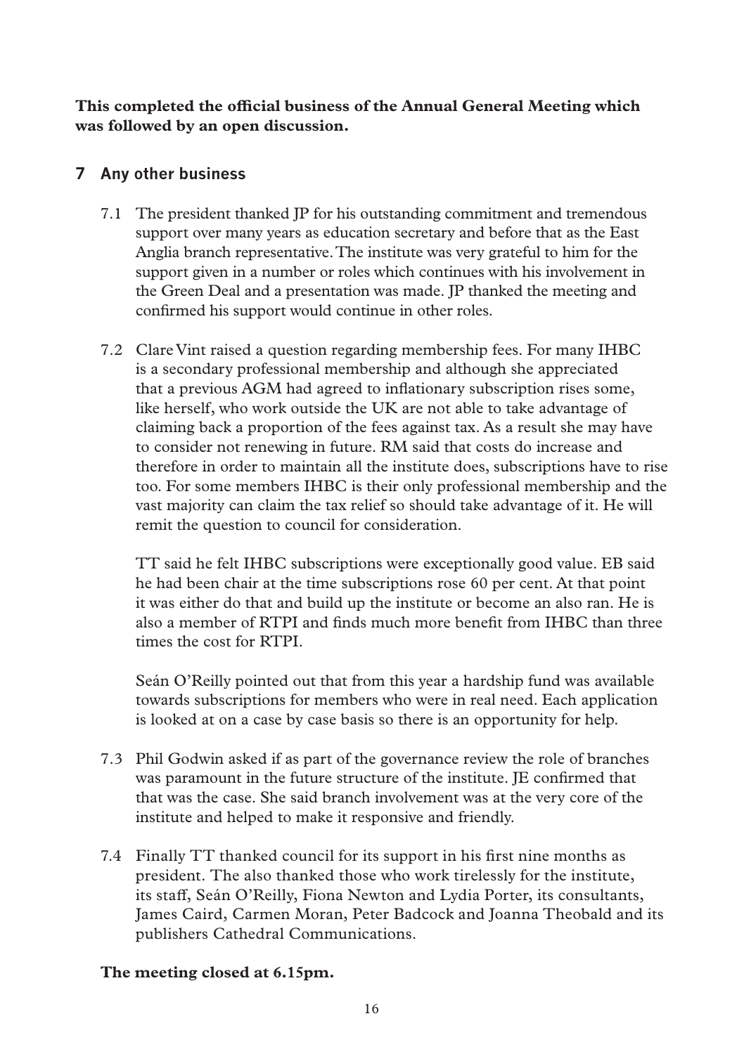**This completed the official business of the Annual General Meeting which was followed by an open discussion.**

## 7 Any other business

7.1 The president thanked JP for his outstanding commitment and tremendous support over many years as education secretary and before that as the East Anglia branch representative. The institute was very grateful to him for the support given in a number or roles which continues with his involvement in the Green Deal and a presentation was made. JP thanked the meeting and confirmed his support would continue in other roles.

7.2 Clare Vint raised a question regarding membership fees. For many IHBC is a secondary professional membership and although she appreciated that a previous AGM had agreed to inflationary subscription rises some, like herself, who work outside the UK are not able to take advantage of claiming back a proportion of the fees against tax. As a result she may have to consider not renewing in future. RM said that costs do increase and therefore in order to maintain all the institute does, subscriptions have to rise too. For some members IHBC is their only professional membership and the vast majority can claim the tax relief so should take advantage of it. He will remit the question to council for consideration.

TT said he felt IHBC subscriptions were exceptionally good value. EB said he had been chair at the time subscriptions rose 60 per cent. At that point it was either do that and build up the institute or become an also ran. He is also a member of RTPI and finds much more benefit from IHBC than three times the cost for RTPI.

Seán O'Reilly pointed out that from this year a hardship fund was available towards subscriptions for members who were in real need. Each application is looked at on a case by case basis so there is an opportunity for help.

7.3 Phil Godwin asked if as part of the governance review the role of branches was paramount in the future structure of the institute. JE confirmed that that was the case. She said branch involvement was at the very core of the institute and helped to make it responsive and friendly.

7.4 Finally TT thanked council for its support in his first nine months as president. The also thanked those who work tirelessly for the institute, its staff, Seán O'Reilly, Fiona Newton and Lydia Porter, its consultants, James Caird, Carmen Moran, Peter Badcock and Joanna Theobald and its publishers Cathedral Communications.

**The meeting closed at 6.15pm.**